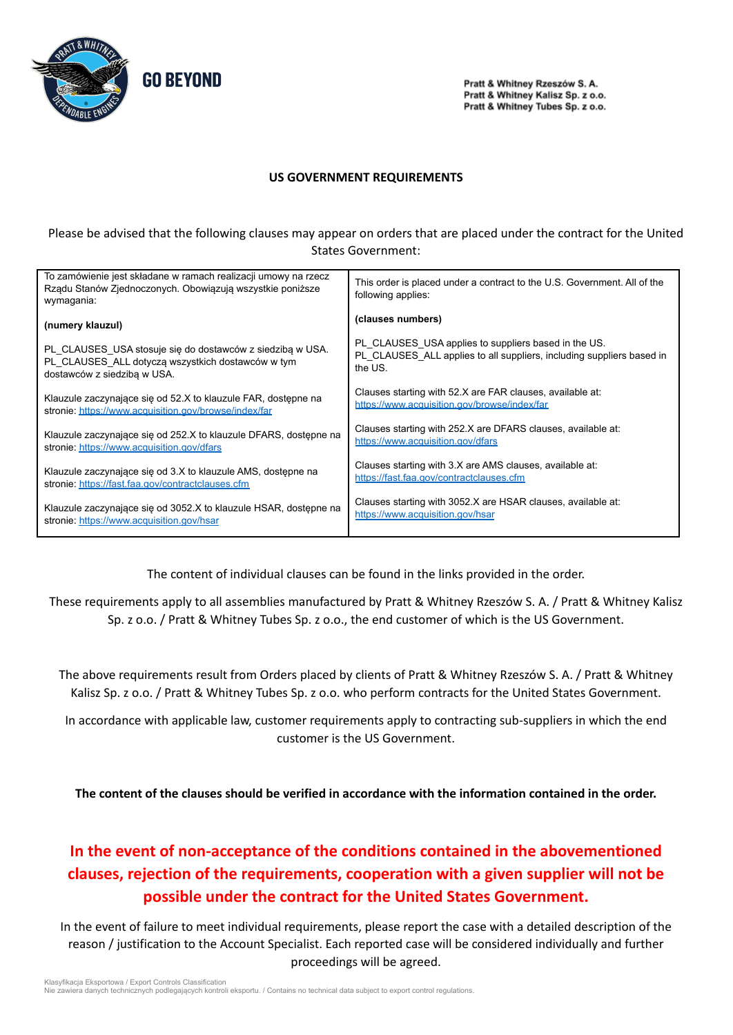GO BEYOND

Pratt & Whitney Rzeszów S. A.
Pratt & Whitney Kalisz Sp. z o.o.
Pratt & Whitney Tubes Sp. z o.o.

## US GOVERNMENT REQUIREMENTS

Please be advised that the following clauses may appear on orders that are placed under the contract for the United States Government:

| To zamówienie jest składane w ramach realizacji umowy na rzecz Rządu Stanów Zjednoczonych. Obowiązują wszystkie poniższe wymagania: | This order is placed under a contract to the U.S. Government. All of the following applies: |
|---|---|
| **(numery klauzul)** | **(clauses numbers)** |
| PL_CLAUSES_USA stosuje się do dostawców z siedzibą w USA. PL_CLAUSES_ALL dotyczą wszystkich dostawców w tym dostawców z siedzibą w USA. | PL_CLAUSES_USA applies to suppliers based in the US. PL_CLAUSES_ALL applies to all suppliers, including suppliers based in the US. |
| Klauzule zaczynające się od 52.X to klauzule FAR, dostępne na stronie: https://www.acquisition.gov/browse/index/far | Clauses starting with 52.X are FAR clauses, available at: https://www.acquisition.gov/browse/index/far |
| Klauzule zaczynające się od 252.X to klauzule DFARS, dostępne na stronie: https://www.acquisition.gov/dfars | Clauses starting with 252.X are DFARS clauses, available at: https://www.acquisition.gov/dfars |
| Klauzule zaczynające się od 3.X to klauzule AMS, dostępne na stronie: https://fast.faa.gov/contractclauses.cfm | Clauses starting with 3.X are AMS clauses, available at: https://fast.faa.gov/contractclauses.cfm |
| Klauzule zaczynające się od 3052.X to klauzule HSAR, dostępne na stronie: https://www.acquisition.gov/hsar | Clauses starting with 3052.X are HSAR clauses, available at: https://www.acquisition.gov/hsar |

The content of individual clauses can be found in the links provided in the order.

These requirements apply to all assemblies manufactured by Pratt & Whitney Rzeszów S. A. / Pratt & Whitney Kalisz Sp. z o.o. / Pratt & Whitney Tubes Sp. z o.o., the end customer of which is the US Government.

The above requirements result from Orders placed by clients of Pratt & Whitney Rzeszów S. A. / Pratt & Whitney Kalisz Sp. z o.o. / Pratt & Whitney Tubes Sp. z o.o. who perform contracts for the United States Government.

In accordance with applicable law, customer requirements apply to contracting sub-suppliers in which the end customer is the US Government.

**The content of the clauses should be verified in accordance with the information contained in the order.**

**In the event of non-acceptance of the conditions contained in the abovementioned clauses, rejection of the requirements, cooperation with a given supplier will not be possible under the contract for the United States Government.**

In the event of failure to meet individual requirements, please report the case with a detailed description of the reason / justification to the Account Specialist. Each reported case will be considered individually and further proceedings will be agreed.

Klasyfikacja Eksportowa / Export Controls Classification
Nie zawiera danych technicznych podlegających kontroli eksportu. / Contains no technical data subject to export control regulations.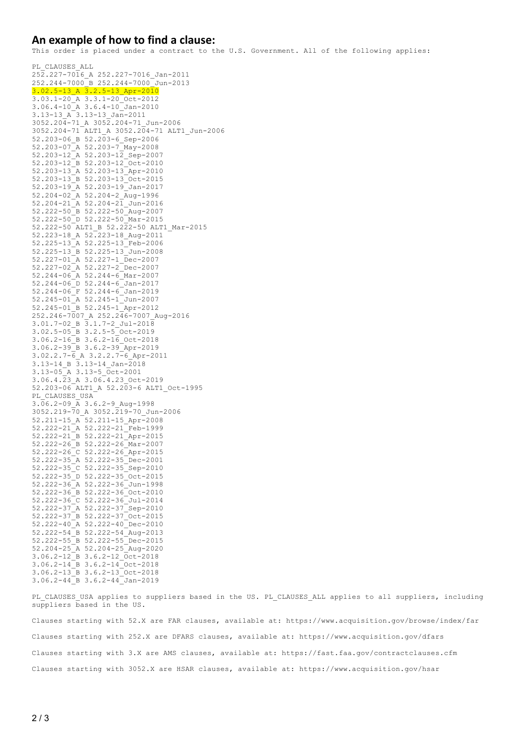## An example of how to find a clause:

This order is placed under a contract to the U.S. Government. All of the following applies:

```
PL_CLAUSES_ALL
252.227-7016_A 252.227-7016_Jan-2011
252.244-7000_B 252.244-7000_Jun-2013
3.02.5-13_A 3.2.5-13_Apr-2010
3.03.1-20_A 3.3.1-20_Oct-2012
3.06.4-10_A 3.6.4-10_Jan-2010
3.13-13_A 3.13-13_Jan-2011
3052.204-71_A 3052.204-71_Jun-2006
3052.204-71 ALT1_A 3052.204-71 ALT1_Jun-2006
52.203-06_B 52.203-6_Sep-2006
52.203-07_A 52.203-7_May-2008
52.203-12_A 52.203-12_Sep-2007
52.203-12_B 52.203-12_Oct-2010
52.203-13_A 52.203-13_Apr-2010
52.203-13_B 52.203-13_Oct-2015
52.203-19_A 52.203-19_Jan-2017
52.204-02_A 52.204-2_Aug-1996
52.204-21_A 52.204-21_Jun-2016
52.222-50_B 52.222-50_Aug-2007
52.222-50_D 52.222-50_Mar-2015
52.222-50 ALT1_B 52.222-50 ALT1_Mar-2015
52.223-18_A 52.223-18_Aug-2011
52.225-13_A 52.225-13_Feb-2006
52.225-13_B 52.225-13_Jun-2008
52.227-01_A 52.227-1_Dec-2007
52.227-02_A 52.227-2_Dec-2007
52.244-06_A 52.244-6_Mar-2007
52.244-06_D 52.244-6_Jan-2017
52.244-06_F 52.244-6_Jan-2019
52.245-01_A 52.245-1_Jun-2007
52.245-01_B 52.245-1_Apr-2012
252.246-7007_A 252.246-7007_Aug-2016
3.01.7-02_B 3.1.7-2_Jul-2018
3.02.5-05_B 3.2.5-5_Oct-2019
3.06.2-16_B 3.6.2-16_Oct-2018
3.06.2-39_B 3.6.2-39_Apr-2019
3.02.2.7-6_A 3.2.2.7-6_Apr-2011
3.13-14_B 3.13-14_Jan-2018
3.13-05_A 3.13-5_Oct-2001
3.06.4.23_A 3.06.4.23_Oct-2019
52.203-06 ALT1_A 52.203-6 ALT1_Oct-1995
PL_CLAUSES_USA
3.06.2-09_A 3.6.2-9_Aug-1998
3052.219-70_A 3052.219-70_Jun-2006
52.211-15_A 52.211-15_Apr-2008
52.222-21_A 52.222-21_Feb-1999
52.222-21_B 52.222-21_Apr-2015
52.222-26_B 52.222-26_Mar-2007
52.222-26_C 52.222-26_Apr-2015
52.222-35_A 52.222-35_Dec-2001
52.222-35_C 52.222-35_Sep-2010
52.222-35_D 52.222-35_Oct-2015
52.222-36_A 52.222-36_Jun-1998
52.222-36_B 52.222-36_Oct-2010
52.222-36_C 52.222-36_Jul-2014
52.222-37_A 52.222-37_Sep-2010
52.222-37_B 52.222-37_Oct-2015
52.222-40_A 52.222-40_Dec-2010
52.222-54_B 52.222-54_Aug-2013
52.222-55_B 52.222-55_Dec-2015
52.204-25_A 52.204-25_Aug-2020
3.06.2-12_B 3.6.2-12_Oct-2018
3.06.2-14_B 3.6.2-14_Oct-2018
3.06.2-13_B 3.6.2-13_Oct-2018
3.06.2-44_B 3.6.2-44_Jan-2019
```

PL_CLAUSES_USA applies to suppliers based in the US. PL_CLAUSES_ALL applies to all suppliers, including suppliers based in the US.

Clauses starting with 52.X are FAR clauses, available at: https://www.acquisition.gov/browse/index/far

Clauses starting with 252.X are DFARS clauses, available at: https://www.acquisition.gov/dfars

Clauses starting with 3.X are AMS clauses, available at: https://fast.faa.gov/contractclauses.cfm

Clauses starting with 3052.X are HSAR clauses, available at: https://www.acquisition.gov/hsar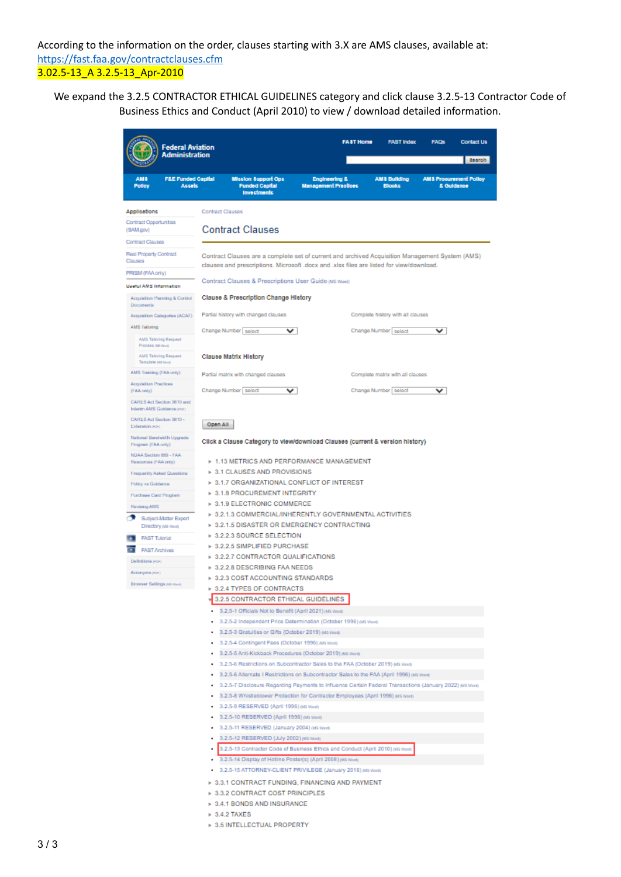According to the information on the order, clauses starting with 3.X are AMS clauses, available at: https://fast.faa.gov/contractclauses.cfm

3.02.5-13_A 3.2.5-13_Apr-2010

We expand the 3.2.5 CONTRACTOR ETHICAL GUIDELINES category and click clause 3.2.5-13 Contractor Code of Business Ethics and Conduct (April 2010) to view / download detailed information.

Federal Aviation Administration

FAST Home | FAST Index | FAQs | Contact Us

Search

AMS Policy | F&E Funded Capital Assets | Mission Support Ops Funded Capital Investments | Engineering & Management Practices | AMS Building Blocks | AMS Procurement Policy & Guidance

**Applications**

- Contract Opportunities (SAM.gov)
- Contract Clauses
- Real Property Contract Clauses
- PRISM (FAA only)

**Useful AMS Information**

- Acquisition Planning & Control Documents
- Acquisition Categories (ACAT)
- AMS Tailoring
  - AMS Tailoring Request Process (MS Word)
  - AMS Tailoring Request Template (MS Word)
- AMS Training (FAA only)
- Acquisition Practices (FAA only)
- CARES Act Section 3610 and Interim AMS Guidance (PDF)
- CARES Act Section 3610 - Extension (PDF)
- National Bandwidth Upgrade Program (FAA only)
- NDAA Section 889 - FAA Resources (FAA only)
- Frequently Asked Questions
- Policy vs Guidance
- Purchase Card Program
- Revising AMS
- Subject-Matter Expert Directory (MS Word)
- FAST Tutorial
- FAST Archives
- Definitions (PDF)
- Acronyms (PDF)
- Browser Settings (MS Word)

Contract Clauses

## Contract Clauses

Contract Clauses are a complete set of current and archived Acquisition Management System (AMS) clauses and prescriptions. Microsoft .docx and .xlsx files are listed for view/download.

Contract Clauses & Prescriptions User Guide (MS Word)

**Clause & Prescription Change History**

Partial history with changed clauses — Change Number [select]

Complete history with all clauses — Change Number [select]

**Clause Matrix History**

Partial matrix with changed clauses — Change Number [select]

Complete matrix with all clauses — Change Number [select]

Open All

**Click a Clause Category to view/download Clauses (current & version history)**

- 1.13 METRICS AND PERFORMANCE MANAGEMENT
- 3.1 CLAUSES AND PROVISIONS
- 3.1.7 ORGANIZATIONAL CONFLICT OF INTEREST
- 3.1.8 PROCUREMENT INTEGRITY
- 3.1.9 ELECTRONIC COMMERCE
- 3.2.1.3 COMMERCIAL/INHERENTLY GOVERNMENTAL ACTIVITIES
- 3.2.1.5 DISASTER OR EMERGENCY CONTRACTING
- 3.2.2.3 SOURCE SELECTION
- 3.2.2.5 SIMPLIFIED PURCHASE
- 3.2.2.7 CONTRACTOR QUALIFICATIONS
- 3.2.2.8 DESCRIBING FAA NEEDS
- 3.2.3 COST ACCOUNTING STANDARDS
- 3.2.4 TYPES OF CONTRACTS
- 3.2.5 CONTRACTOR ETHICAL GUIDELINES
  - 3.2.5-1 Officials Not to Benefit (April 2021) (MS Word)
  - 3.2.5-2 Independent Price Determination (October 1996) (MS Word)
  - 3.2.5-3 Gratuities or Gifts (October 2019) (MS Word)
  - 3.2.5-4 Contingent Fees (October 1996) (MS Word)
  - 3.2.5-5 Anti-Kickback Procedures (October 2019) (MS Word)
  - 3.2.5-6 Restrictions on Subcontractor Sales to the FAA (October 2019) (MS Word)
  - 3.2.5-6 Alternate I Restrictions on Subcontractor Sales to the FAA (April 1996) (MS Word)
  - 3.2.5-7 Disclosure Regarding Payments to Influence Certain Federal Transactions (January 2022) (MS Word)
  - 3.2.5-8 Whistleblower Protection for Contractor Employees (April 1996) (MS Word)
  - 3.2.5-9 RESERVED (April 1996) (MS Word)
  - 3.2.5-10 RESERVED (April 1996) (MS Word)
  - 3.2.5-11 RESERVED (January 2004) (MS Word)
  - 3.2.5-12 RESERVED (July 2002) (MS Word)
  - 3.2.5-13 Contractor Code of Business Ethics and Conduct (April 2010) (MS Word)
  - 3.2.5-14 Display of Hotline Poster(s) (April 2008) (MS Word)
  - 3.2.5-15 ATTORNEY-CLIENT PRIVILEGE (January 2016) (MS Word)
- 3.3.1 CONTRACT FUNDING, FINANCING AND PAYMENT
- 3.3.2 CONTRACT COST PRINCIPLES
- 3.4.1 BONDS AND INSURANCE
- 3.4.2 TAXES
- 3.5 INTELLECTUAL PROPERTY